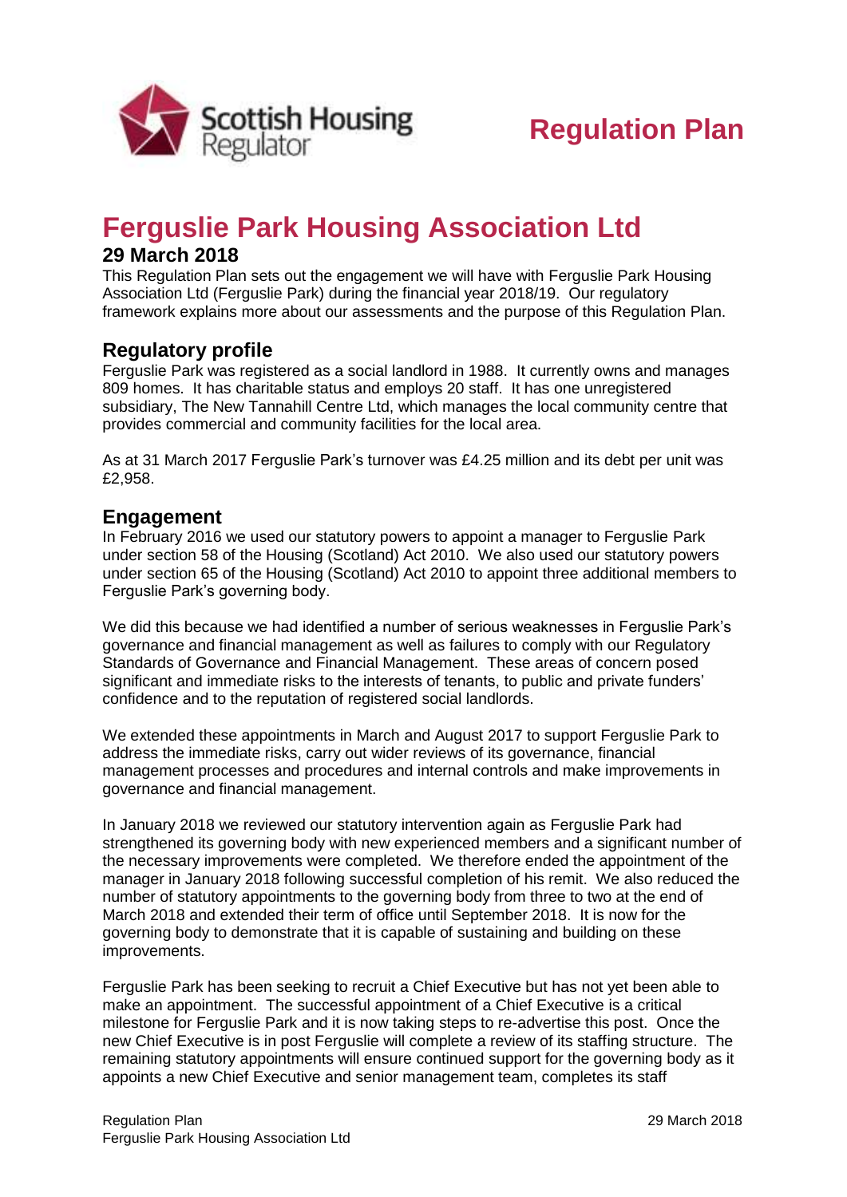Scottish Housing Regulator

# Regulation Plan

# Ferguslie Park Housing Association Ltd

## 29 March 2018

This Regulation Plan sets out the engagement we will have with Ferguslie Park Housing Association Ltd (Ferguslie Park) during the financial year 2018/19. Our regulatory framework explains more about our assessments and the purpose of this Regulation Plan.

## Regulatory profile

Ferguslie Park was registered as a social landlord in 1988. It currently owns and manages 809 homes. It has charitable status and employs 20 staff. It has one unregistered subsidiary, The New Tannahill Centre Ltd, which manages the local community centre that provides commercial and community facilities for the local area.

As at 31 March 2017 Ferguslie Park's turnover was £4.25 million and its debt per unit was £2,958.

## Engagement

In February 2016 we used our statutory powers to appoint a manager to Ferguslie Park under section 58 of the Housing (Scotland) Act 2010. We also used our statutory powers under section 65 of the Housing (Scotland) Act 2010 to appoint three additional members to Ferguslie Park's governing body.

We did this because we had identified a number of serious weaknesses in Ferguslie Park's governance and financial management as well as failures to comply with our Regulatory Standards of Governance and Financial Management. These areas of concern posed significant and immediate risks to the interests of tenants, to public and private funders' confidence and to the reputation of registered social landlords.

We extended these appointments in March and August 2017 to support Ferguslie Park to address the immediate risks, carry out wider reviews of its governance, financial management processes and procedures and internal controls and make improvements in governance and financial management.

In January 2018 we reviewed our statutory intervention again as Ferguslie Park had strengthened its governing body with new experienced members and a significant number of the necessary improvements were completed. We therefore ended the appointment of the manager in January 2018 following successful completion of his remit. We also reduced the number of statutory appointments to the governing body from three to two at the end of March 2018 and extended their term of office until September 2018. It is now for the governing body to demonstrate that it is capable of sustaining and building on these improvements.

Ferguslie Park has been seeking to recruit a Chief Executive but has not yet been able to make an appointment. The successful appointment of a Chief Executive is a critical milestone for Ferguslie Park and it is now taking steps to re-advertise this post. Once the new Chief Executive is in post Ferguslie will complete a review of its staffing structure. The remaining statutory appointments will ensure continued support for the governing body as it appoints a new Chief Executive and senior management team, completes its staff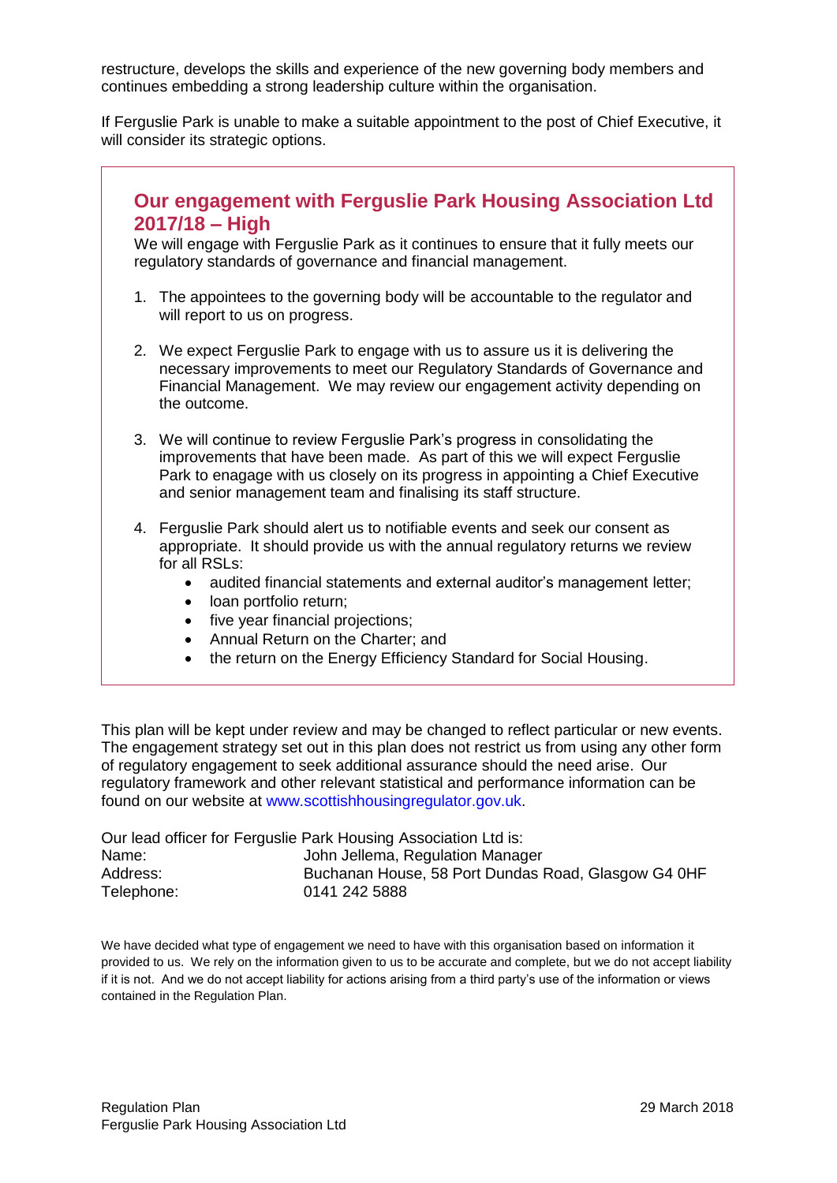restructure, develops the skills and experience of the new governing body members and continues embedding a strong leadership culture within the organisation.

If Ferguslie Park is unable to make a suitable appointment to the post of Chief Executive, it will consider its strategic options.

## Our engagement with Ferguslie Park Housing Association Ltd 2017/18 – High

We will engage with Ferguslie Park as it continues to ensure that it fully meets our regulatory standards of governance and financial management.

1. The appointees to the governing body will be accountable to the regulator and will report to us on progress.

2. We expect Ferguslie Park to engage with us to assure us it is delivering the necessary improvements to meet our Regulatory Standards of Governance and Financial Management. We may review our engagement activity depending on the outcome.

3. We will continue to review Ferguslie Park's progress in consolidating the improvements that have been made. As part of this we will expect Ferguslie Park to enagage with us closely on its progress in appointing a Chief Executive and senior management team and finalising its staff structure.

4. Ferguslie Park should alert us to notifiable events and seek our consent as appropriate. It should provide us with the annual regulatory returns we review for all RSLs:
   - audited financial statements and external auditor's management letter;
   - loan portfolio return;
   - five year financial projections;
   - Annual Return on the Charter; and
   - the return on the Energy Efficiency Standard for Social Housing.

This plan will be kept under review and may be changed to reflect particular or new events. The engagement strategy set out in this plan does not restrict us from using any other form of regulatory engagement to seek additional assurance should the need arise. Our regulatory framework and other relevant statistical and performance information can be found on our website at www.scottishhousingregulator.gov.uk.

Our lead officer for Ferguslie Park Housing Association Ltd is:

| | |
|---|---|
| Name: | John Jellema, Regulation Manager |
| Address: | Buchanan House, 58 Port Dundas Road, Glasgow G4 0HF |
| Telephone: | 0141 242 5888 |

We have decided what type of engagement we need to have with this organisation based on information it provided to us. We rely on the information given to us to be accurate and complete, but we do not accept liability if it is not. And we do not accept liability for actions arising from a third party's use of the information or views contained in the Regulation Plan.